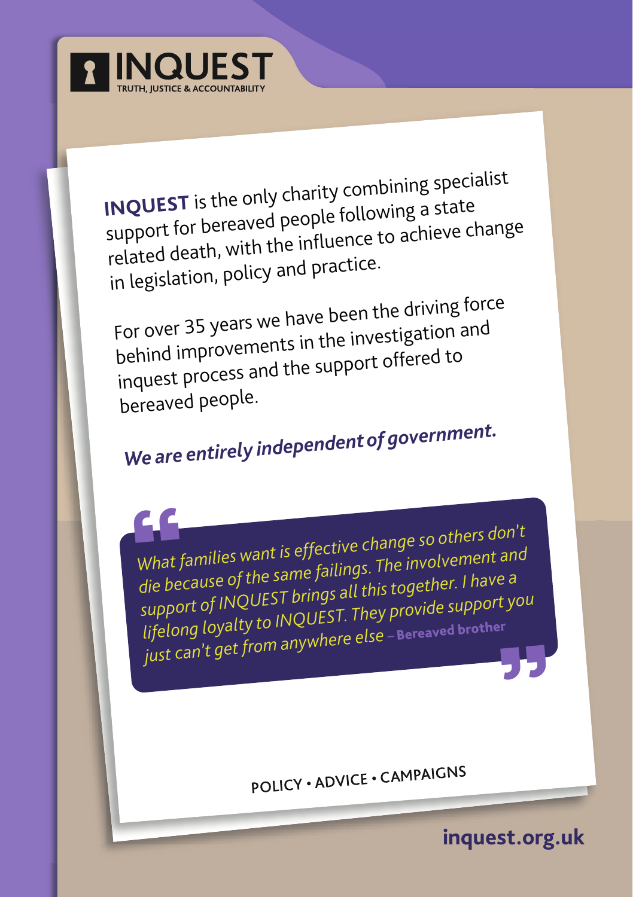# INQUEST

TRUTH, JUSTICE & ACCOUNTABILITY

**INQUEST** is the only charity combining specialist support for bereaved people following a state related death, with the influence to achieve change in legislation, policy and practice.

For over 35 years we have been the driving force behind improvements in the investigation and inquest process and the support offered to bereaved people.

***We are entirely independent of government.***

> *What families want is effective change so others don't die because of the same failings. The involvement and support of INQUEST brings all this together. I have a lifelong loyalty to INQUEST. They provide support you just can't get from anywhere else* – **Bereaved brother**

POLICY • ADVICE • CAMPAIGNS

**inquest.org.uk**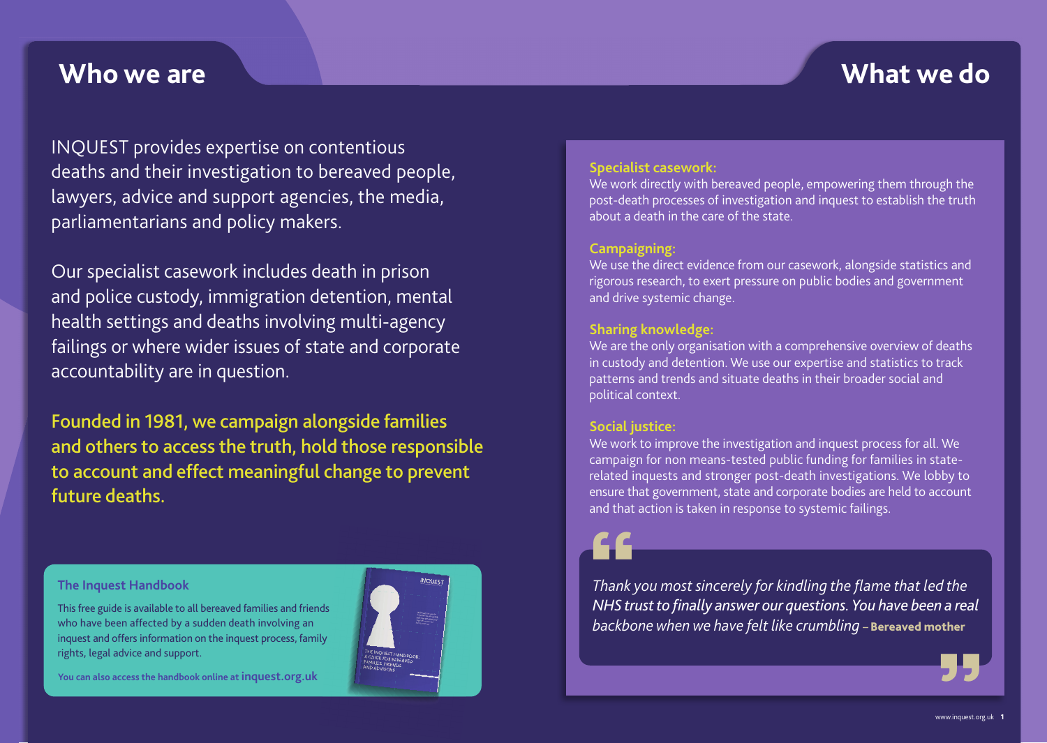## Who we are

INQUEST provides expertise on contentious deaths and their investigation to bereaved people, lawyers, advice and support agencies, the media, parliamentarians and policy makers.

Our specialist casework includes death in prison and police custody, immigration detention, mental health settings and deaths involving multi-agency failings or where wider issues of state and corporate accountability are in question.

**Founded in 1981, we campaign alongside families and others to access the truth, hold those responsible to account and effect meaningful change to prevent future deaths.**

### The Inquest Handbook

This free guide is available to all bereaved families and friends who have been affected by a sudden death involving an inquest and offers information on the inquest process, family rights, legal advice and support.

You can also access the handbook online at **inquest.org.uk**

## What we do

**Specialist casework:**
We work directly with bereaved people, empowering them through the post-death processes of investigation and inquest to establish the truth about a death in the care of the state.

**Campaigning:**
We use the direct evidence from our casework, alongside statistics and rigorous research, to exert pressure on public bodies and government and drive systemic change.

**Sharing knowledge:**
We are the only organisation with a comprehensive overview of deaths in custody and detention. We use our expertise and statistics to track patterns and trends and situate deaths in their broader social and political context.

**Social justice:**
We work to improve the investigation and inquest process for all. We campaign for non means-tested public funding for families in state-related inquests and stronger post-death investigations. We lobby to ensure that government, state and corporate bodies are held to account and that action is taken in response to systemic failings.

> *Thank you most sincerely for kindling the flame that led the NHS trust to finally answer our questions. You have been a real backbone when we have felt like crumbling* – **Bereaved mother**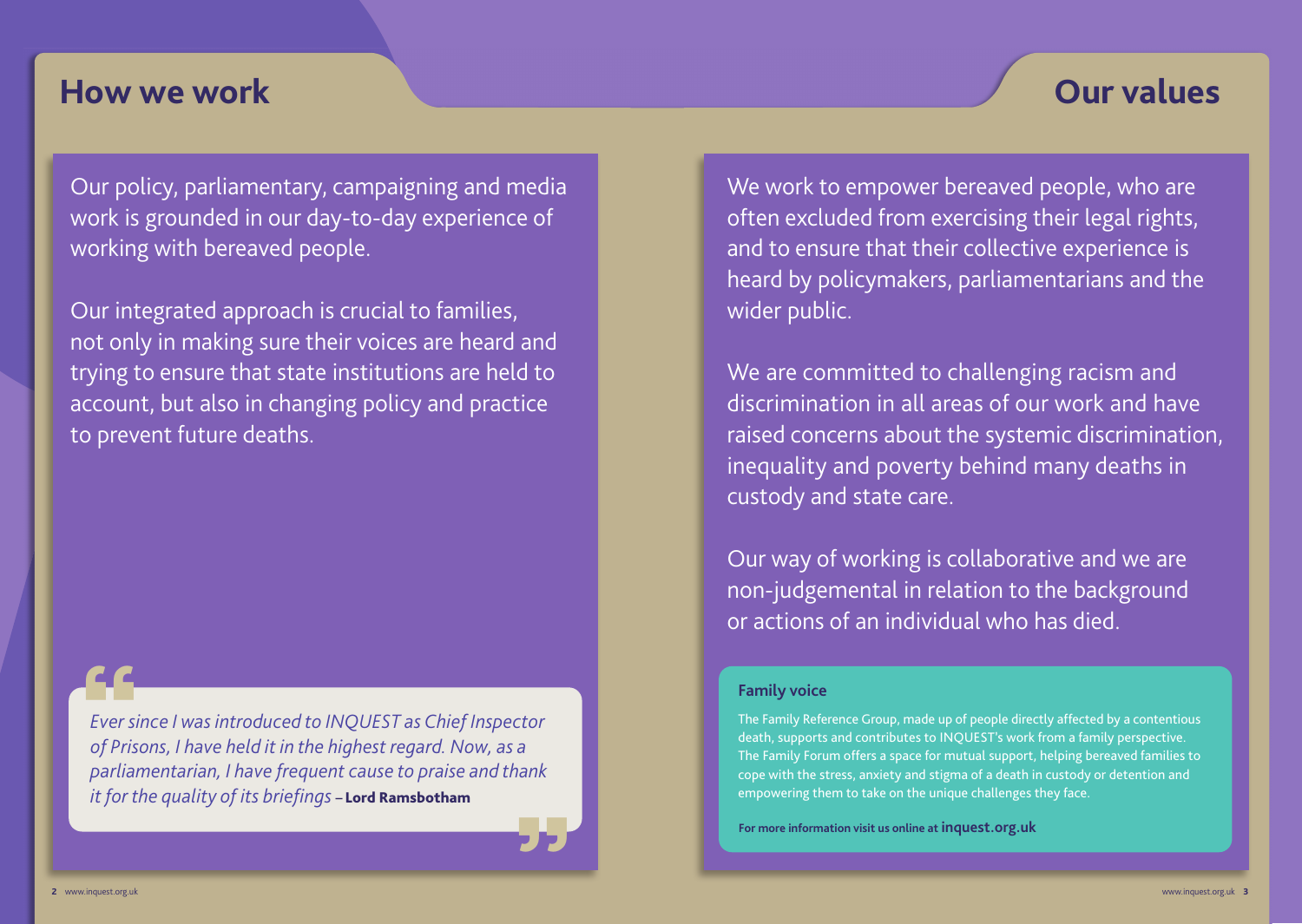## How we work

Our policy, parliamentary, campaigning and media work is grounded in our day-to-day experience of working with bereaved people.

Our integrated approach is crucial to families, not only in making sure their voices are heard and trying to ensure that state institutions are held to account, but also in changing policy and practice to prevent future deaths.

> *Ever since I was introduced to INQUEST as Chief Inspector of Prisons, I have held it in the highest regard. Now, as a parliamentarian, I have frequent cause to praise and thank it for the quality of its briefings* – **Lord Ramsbotham**

## Our values

We work to empower bereaved people, who are often excluded from exercising their legal rights, and to ensure that their collective experience is heard by policymakers, parliamentarians and the wider public.

We are committed to challenging racism and discrimination in all areas of our work and have raised concerns about the systemic discrimination, inequality and poverty behind many deaths in custody and state care.

Our way of working is collaborative and we are non-judgemental in relation to the background or actions of an individual who has died.

### Family voice

The Family Reference Group, made up of people directly affected by a contentious death, supports and contributes to INQUEST's work from a family perspective. The Family Forum offers a space for mutual support, helping bereaved families to cope with the stress, anxiety and stigma of a death in custody or detention and empowering them to take on the unique challenges they face.

**For more information visit us online at inquest.org.uk**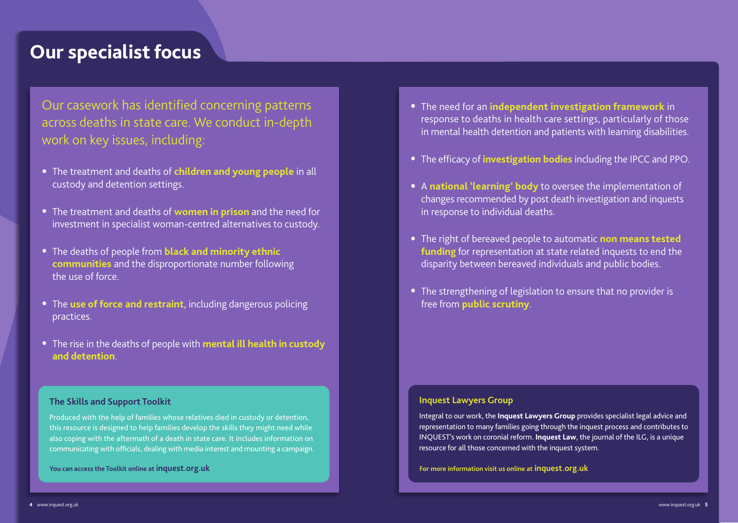# Our specialist focus

Our casework has identified concerning patterns across deaths in state care. We conduct in-depth work on key issues, including:

- The treatment and deaths of **children and young people** in all custody and detention settings.
- The treatment and deaths of **women in prison** and the need for investment in specialist woman-centred alternatives to custody.
- The deaths of people from **black and minority ethnic communities** and the disproportionate number following the use of force.
- The **use of force and restraint**, including dangerous policing practices.
- The rise in the deaths of people with **mental ill health in custody and detention**.
- The need for an **independent investigation framework** in response to deaths in health care settings, particularly of those in mental health detention and patients with learning disabilities.
- The efficacy of **investigation bodies** including the IPCC and PPO.
- A **national 'learning' body** to oversee the implementation of changes recommended by post death investigation and inquests in response to individual deaths.
- The right of bereaved people to automatic **non means tested funding** for representation at state related inquests to end the disparity between bereaved individuals and public bodies.
- The strengthening of legislation to ensure that no provider is free from **public scrutiny**.

### The Skills and Support Toolkit

Produced with the help of families whose relatives died in custody or detention, this resource is designed to help families develop the skills they might need while also coping with the aftermath of a death in state care. It includes information on communicating with officials, dealing with media interest and mounting a campaign.

**You can access the Toolkit online at inquest.org.uk**

### Inquest Lawyers Group

Integral to our work, the **Inquest Lawyers Group** provides specialist legal advice and representation to many families going through the inquest process and contributes to INQUEST's work on coronial reform. **Inquest Law**, the journal of the ILG, is a unique resource for all those concerned with the inquest system.

**For more information visit us online at inquest.org.uk**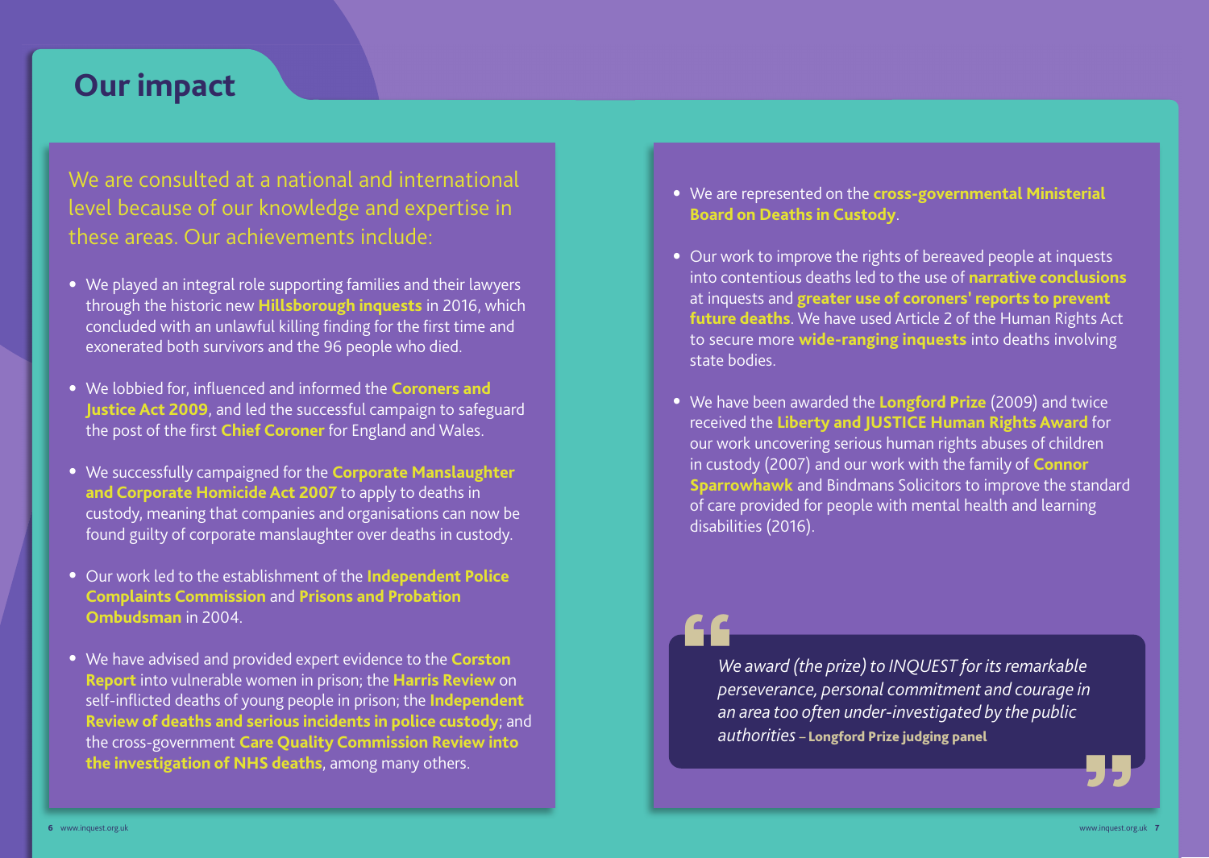# Our impact

We are consulted at a national and international level because of our knowledge and expertise in these areas. Our achievements include:

- We played an integral role supporting families and their lawyers through the historic new **Hillsborough inquests** in 2016, which concluded with an unlawful killing finding for the first time and exonerated both survivors and the 96 people who died.
- We lobbied for, influenced and informed the **Coroners and Justice Act 2009**, and led the successful campaign to safeguard the post of the first **Chief Coroner** for England and Wales.
- We successfully campaigned for the **Corporate Manslaughter and Corporate Homicide Act 2007** to apply to deaths in custody, meaning that companies and organisations can now be found guilty of corporate manslaughter over deaths in custody.
- Our work led to the establishment of the **Independent Police Complaints Commission** and **Prisons and Probation Ombudsman** in 2004.
- We have advised and provided expert evidence to the **Corston Report** into vulnerable women in prison; the **Harris Review** on self-inflicted deaths of young people in prison; the **Independent Review of deaths and serious incidents in police custody**; and the cross-government **Care Quality Commission Review into the investigation of NHS deaths**, among many others.
- We are represented on the **cross-governmental Ministerial Board on Deaths in Custody**.
- Our work to improve the rights of bereaved people at inquests into contentious deaths led to the use of **narrative conclusions** at inquests and **greater use of coroners' reports to prevent future deaths**. We have used Article 2 of the Human Rights Act to secure more **wide-ranging inquests** into deaths involving state bodies.
- We have been awarded the **Longford Prize** (2009) and twice received the **Liberty and JUSTICE Human Rights Award** for our work uncovering serious human rights abuses of children in custody (2007) and our work with the family of **Connor Sparrowhawk** and Bindmans Solicitors to improve the standard of care provided for people with mental health and learning disabilities (2016).

> *We award (the prize) to INQUEST for its remarkable perseverance, personal commitment and courage in an area too often under-investigated by the public authorities* – **Longford Prize judging panel**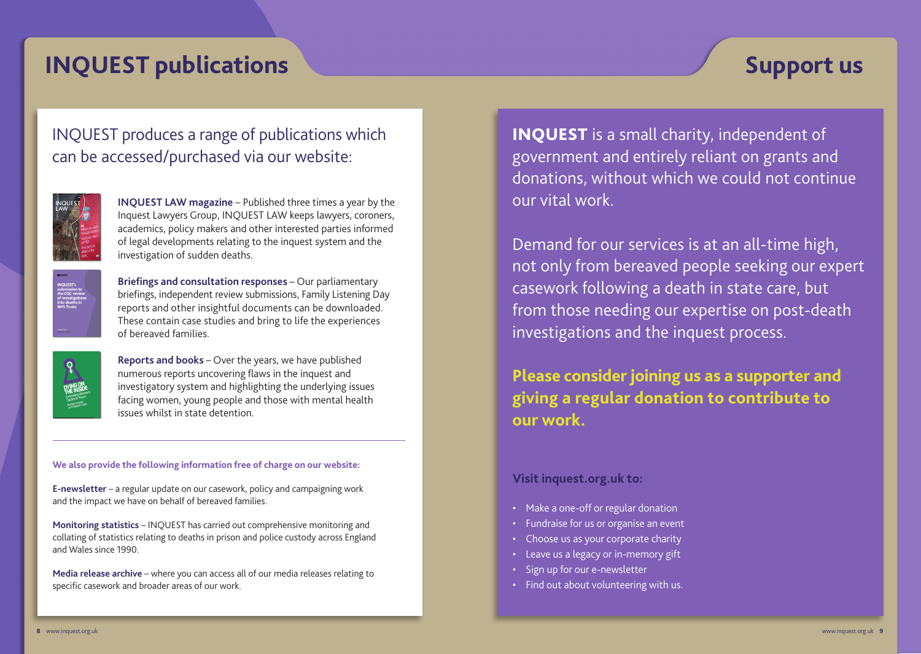# INQUEST publications

INQUEST produces a range of publications which can be accessed/purchased via our website:

**INQUEST LAW magazine** – Published three times a year by the Inquest Lawyers Group, INQUEST LAW keeps lawyers, coroners, academics, policy makers and other interested parties informed of legal developments relating to the inquest system and the investigation of sudden deaths.

**Briefings and consultation responses** – Our parliamentary briefings, independent review submissions, Family Listening Day reports and other insightful documents can be downloaded. These contain case studies and bring to life the experiences of bereaved families.

**Reports and books** – Over the years, we have published numerous reports uncovering flaws in the inquest and investigatory system and highlighting the underlying issues facing women, young people and those with mental health issues whilst in state detention.

---

**We also provide the following information free of charge on our website:**

**E-newsletter** – a regular update on our casework, policy and campaigning work and the impact we have on behalf of bereaved families.

**Monitoring statistics** – INQUEST has carried out comprehensive monitoring and collating of statistics relating to deaths in prison and police custody across England and Wales since 1990.

**Media release archive** – where you can access all of our media releases relating to specific casework and broader areas of our work.

# Support us

**INQUEST** is a small charity, independent of government and entirely reliant on grants and donations, without which we could not continue our vital work.

Demand for our services is at an all-time high, not only from bereaved people seeking our expert casework following a death in state care, but from those needing our expertise on post-death investigations and the inquest process.

**Please consider joining us as a supporter and giving a regular donation to contribute to our work.**

### Visit inquest.org.uk to:

- Make a one-off or regular donation
- Fundraise for us or organise an event
- Choose us as your corporate charity
- Leave us a legacy or in-memory gift
- Sign up for our e-newsletter
- Find out about volunteering with us.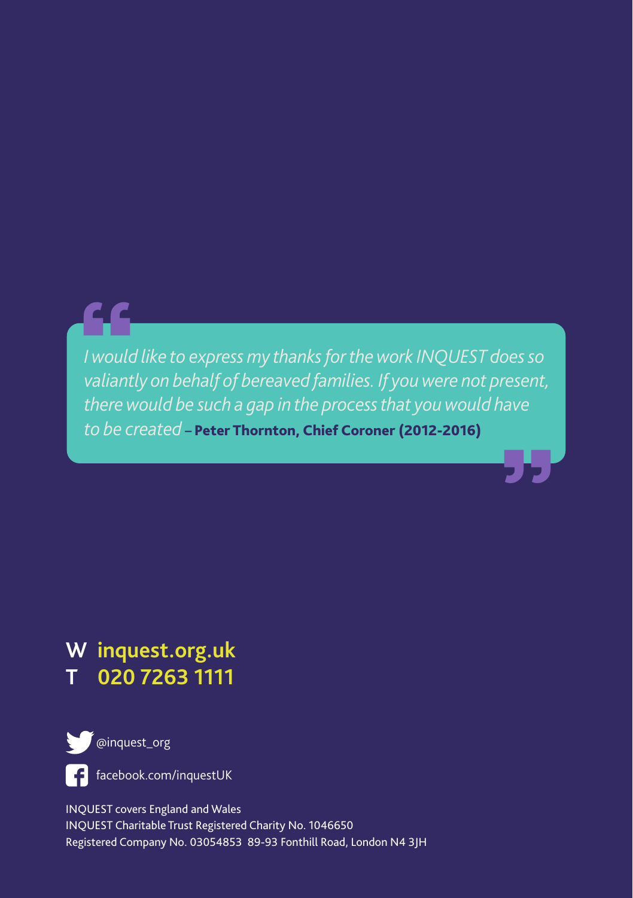> *I would like to express my thanks for the work INQUEST does so valiantly on behalf of bereaved families. If you were not present, there would be such a gap in the process that you would have to be created* – **Peter Thornton, Chief Coroner (2012-2016)**

**W** **inquest.org.uk**
**T** **020 7263 1111**

@inquest_org

facebook.com/inquestUK

INQUEST covers England and Wales
INQUEST Charitable Trust Registered Charity No. 1046650
Registered Company No. 03054853 89-93 Fonthill Road, London N4 3JH